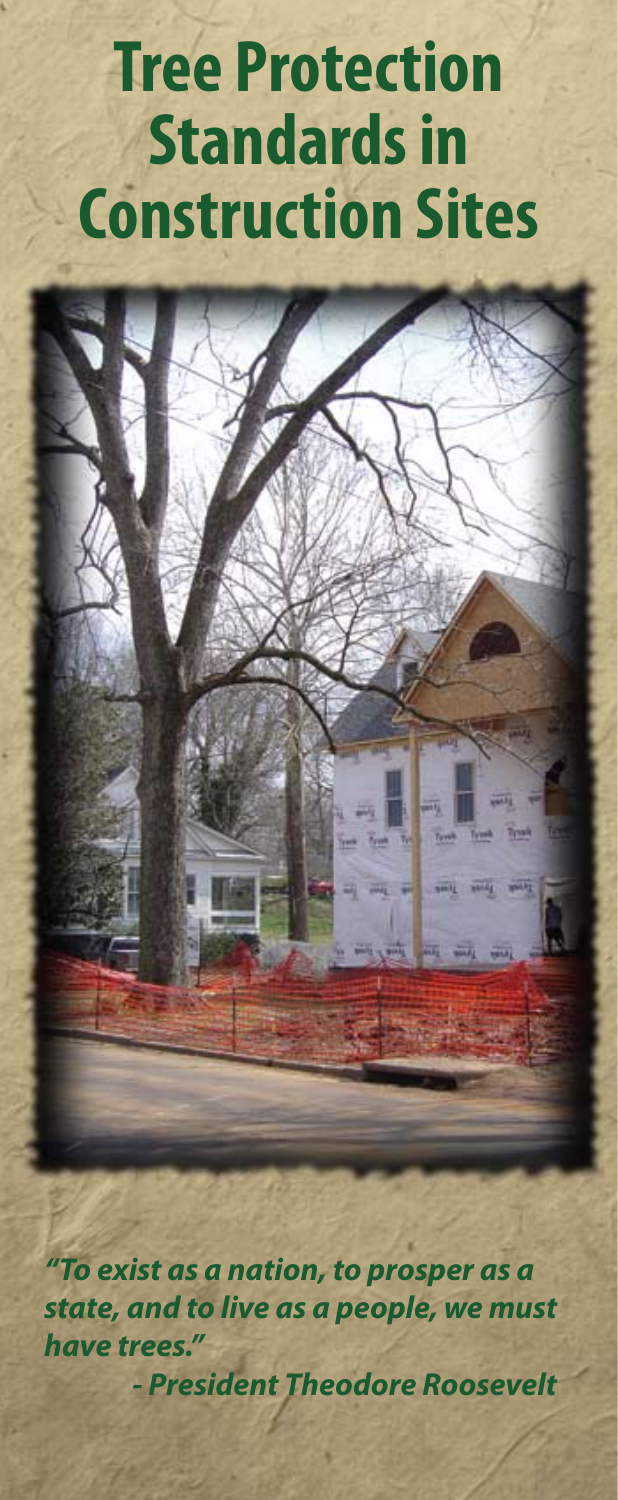# Tree Protection Standards in Construction Sites

***"To exist as a nation, to prosper as a state, and to live as a people, we must have trees."***

***- President Theodore Roosevelt***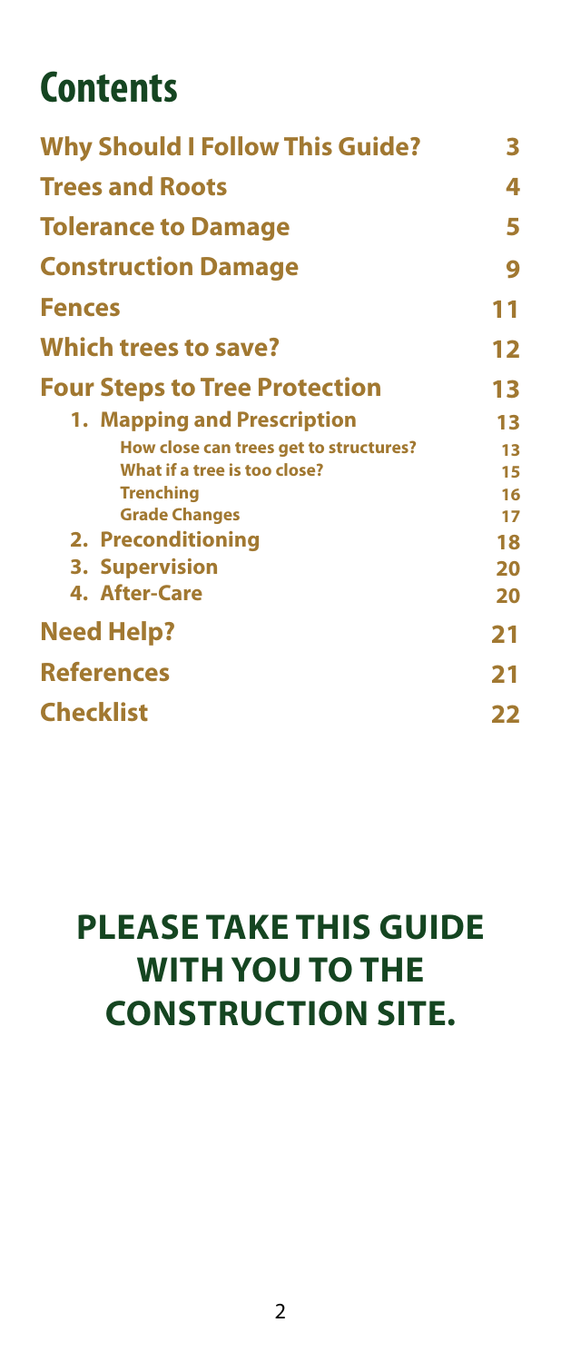# Contents

| | |
|---|---|
| **Why Should I Follow This Guide?** | **3** |
| **Trees and Roots** | **4** |
| **Tolerance to Damage** | **5** |
| **Construction Damage** | **9** |
| **Fences** | **11** |
| **Which trees to save?** | **12** |
| **Four Steps to Tree Protection** | **13** |
| **1. Mapping and Prescription** | **13** |
| How close can trees get to structures? | 13 |
| What if a tree is too close? | 15 |
| Trenching | 16 |
| Grade Changes | 17 |
| **2. Preconditioning** | **18** |
| **3. Supervision** | **20** |
| **4. After-Care** | **20** |
| **Need Help?** | **21** |
| **References** | **21** |
| **Checklist** | **22** |

**PLEASE TAKE THIS GUIDE WITH YOU TO THE CONSTRUCTION SITE.**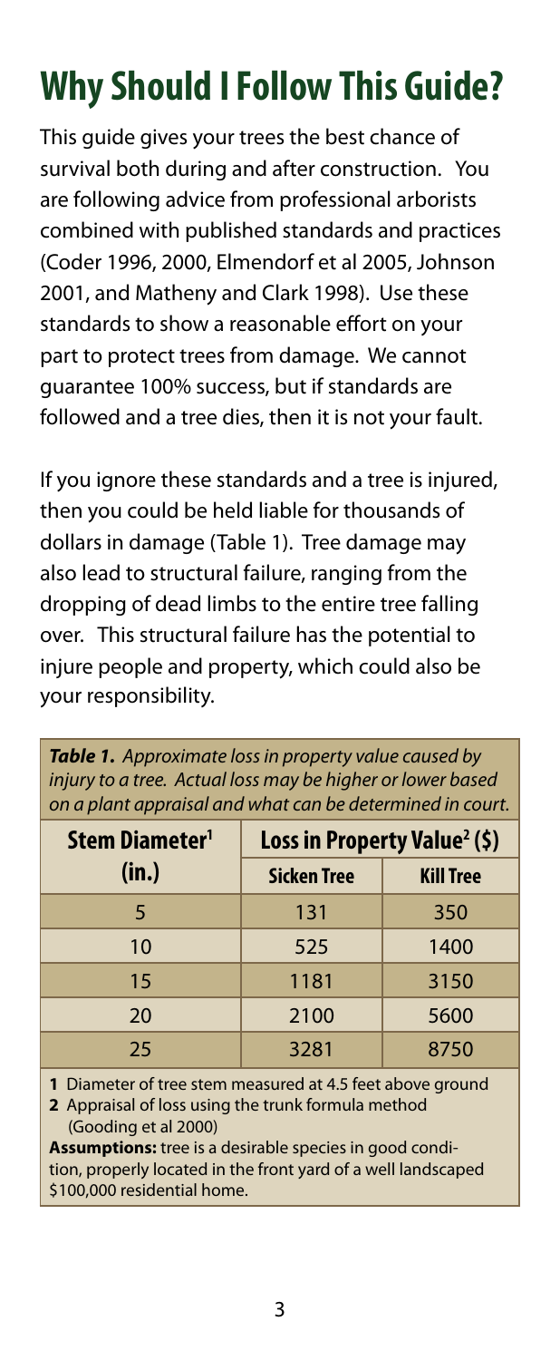# Why Should I Follow This Guide?

This guide gives your trees the best chance of survival both during and after construction. You are following advice from professional arborists combined with published standards and practices (Coder 1996, 2000, Elmendorf et al 2005, Johnson 2001, and Matheny and Clark 1998). Use these standards to show a reasonable effort on your part to protect trees from damage. We cannot guarantee 100% success, but if standards are followed and a tree dies, then it is not your fault.

If you ignore these standards and a tree is injured, then you could be held liable for thousands of dollars in damage (Table 1). Tree damage may also lead to structural failure, ranging from the dropping of dead limbs to the entire tree falling over. This structural failure has the potential to injure people and property, which could also be your responsibility.

***Table 1.*** *Approximate loss in property value caused by injury to a tree. Actual loss may be higher or lower based on a plant appraisal and what can be determined in court.*

| Stem Diameter[1] (in.) | Loss in Property Value[2] ($) | |
|---|---|---|
| | **Sicken Tree** | **Kill Tree** |
| 5 | 131 | 350 |
| 10 | 525 | 1400 |
| 15 | 1181 | 3150 |
| 20 | 2100 | 5600 |
| 25 | 3281 | 8750 |

**1** Diameter of tree stem measured at 4.5 feet above ground

**2** Appraisal of loss using the trunk formula method (Gooding et al 2000)

**Assumptions:** tree is a desirable species in good condition, properly located in the front yard of a well landscaped $100,000 residential home.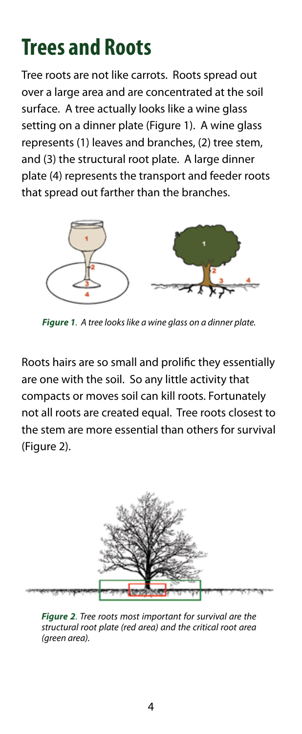# Trees and Roots

Tree roots are not like carrots. Roots spread out over a large area and are concentrated at the soil surface. A tree actually looks like a wine glass setting on a dinner plate (Figure 1). A wine glass represents (1) leaves and branches, (2) tree stem, and (3) the structural root plate. A large dinner plate (4) represents the transport and feeder roots that spread out farther than the branches.

***Figure 1**. A tree looks like a wine glass on a dinner plate.*

Roots hairs are so small and prolific they essentially are one with the soil. So any little activity that compacts or moves soil can kill roots. Fortunately not all roots are created equal. Tree roots closest to the stem are more essential than others for survival (Figure 2).

***Figure 2**. Tree roots most important for survival are the structural root plate (red area) and the critical root area (green area).*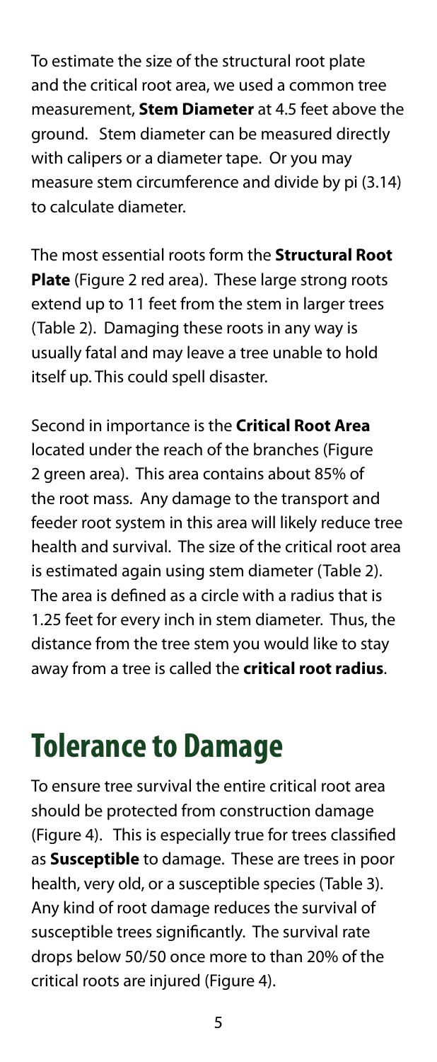To estimate the size of the structural root plate and the critical root area, we used a common tree measurement, **Stem Diameter** at 4.5 feet above the ground. Stem diameter can be measured directly with calipers or a diameter tape. Or you may measure stem circumference and divide by pi (3.14) to calculate diameter.

The most essential roots form the **Structural Root Plate** (Figure 2 red area). These large strong roots extend up to 11 feet from the stem in larger trees (Table 2). Damaging these roots in any way is usually fatal and may leave a tree unable to hold itself up. This could spell disaster.

Second in importance is the **Critical Root Area** located under the reach of the branches (Figure 2 green area). This area contains about 85% of the root mass. Any damage to the transport and feeder root system in this area will likely reduce tree health and survival. The size of the critical root area is estimated again using stem diameter (Table 2). The area is defined as a circle with a radius that is 1.25 feet for every inch in stem diameter. Thus, the distance from the tree stem you would like to stay away from a tree is called the **critical root radius**.

## Tolerance to Damage

To ensure tree survival the entire critical root area should be protected from construction damage (Figure 4). This is especially true for trees classified as **Susceptible** to damage. These are trees in poor health, very old, or a susceptible species (Table 3). Any kind of root damage reduces the survival of susceptible trees significantly. The survival rate drops below 50/50 once more to than 20% of the critical roots are injured (Figure 4).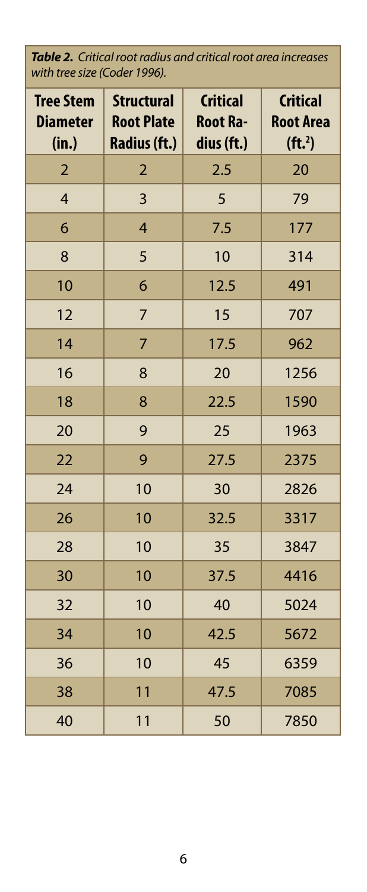***Table 2.*** *Critical root radius and critical root area increases with tree size (Coder 1996).*

| Tree Stem Diameter (in.) | Structural Root Plate Radius (ft.) | Critical Root Radius (ft.) | Critical Root Area ($ft.^2$) |
|---|---|---|---|
| 2 | 2 | 2.5 | 20 |
| 4 | 3 | 5 | 79 |
| 6 | 4 | 7.5 | 177 |
| 8 | 5 | 10 | 314 |
| 10 | 6 | 12.5 | 491 |
| 12 | 7 | 15 | 707 |
| 14 | 7 | 17.5 | 962 |
| 16 | 8 | 20 | 1256 |
| 18 | 8 | 22.5 | 1590 |
| 20 | 9 | 25 | 1963 |
| 22 | 9 | 27.5 | 2375 |
| 24 | 10 | 30 | 2826 |
| 26 | 10 | 32.5 | 3317 |
| 28 | 10 | 35 | 3847 |
| 30 | 10 | 37.5 | 4416 |
| 32 | 10 | 40 | 5024 |
| 34 | 10 | 42.5 | 5672 |
| 36 | 10 | 45 | 6359 |
| 38 | 11 | 47.5 | 7085 |
| 40 | 11 | 50 | 7850 |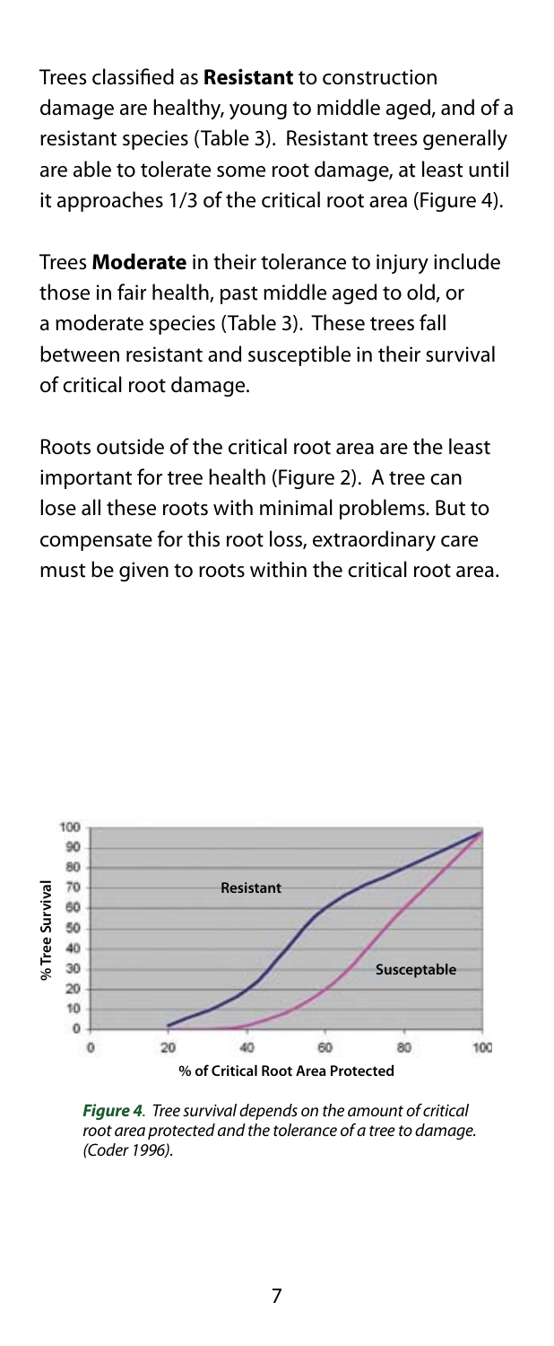Trees classified as **Resistant** to construction damage are healthy, young to middle aged, and of a resistant species (Table 3). Resistant trees generally are able to tolerate some root damage, at least until it approaches 1/3 of the critical root area (Figure 4).

Trees **Moderate** in their tolerance to injury include those in fair health, past middle aged to old, or a moderate species (Table 3). These trees fall between resistant and susceptible in their survival of critical root damage.

Roots outside of the critical root area are the least important for tree health (Figure 2). A tree can lose all these roots with minimal problems. But to compensate for this root loss, extraordinary care must be given to roots within the critical root area.

% Tree Survival

100
90
80
70
60
50
40
30
20
10
0

Resistant

Susceptable

0
20
40
60
80
100

% of Critical Root Area Protected

***Figure 4**. Tree survival depends on the amount of critical root area protected and the tolerance of a tree to damage. (Coder 1996).*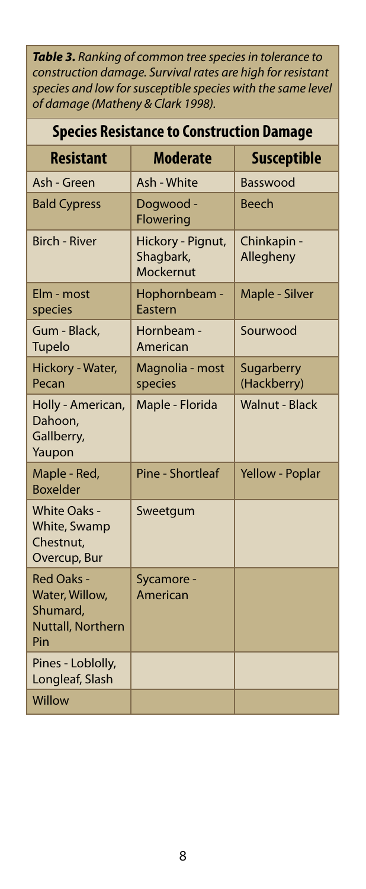***Table 3.*** *Ranking of common tree species in tolerance to construction damage. Survival rates are high for resistant species and low for susceptible species with the same level of damage (Matheny & Clark 1998).*

| Species Resistance to Construction Damage | | |
|---|---|---|
| **Resistant** | **Moderate** | **Susceptible** |
| Ash - Green | Ash - White | Basswood |
| Bald Cypress | Dogwood - Flowering | Beech |
| Birch - River | Hickory - Pignut, Shagbark, Mockernut | Chinkapin - Allegheny |
| Elm - most species | Hophornbeam - Eastern | Maple - Silver |
| Gum - Black, Tupelo | Hornbeam - American | Sourwood |
| Hickory - Water, Pecan | Magnolia - most species | Sugarberry (Hackberry) |
| Holly - American, Dahoon, Gallberry, Yaupon | Maple - Florida | Walnut - Black |
| Maple - Red, Boxelder | Pine - Shortleaf | Yellow - Poplar |
| White Oaks - White, Swamp Chestnut, Overcup, Bur | Sweetgum | |
| Red Oaks - Water, Willow, Shumard, Nuttall, Northern Pin | Sycamore - American | |
| Pines - Loblolly, Longleaf, Slash | | |
| Willow | | |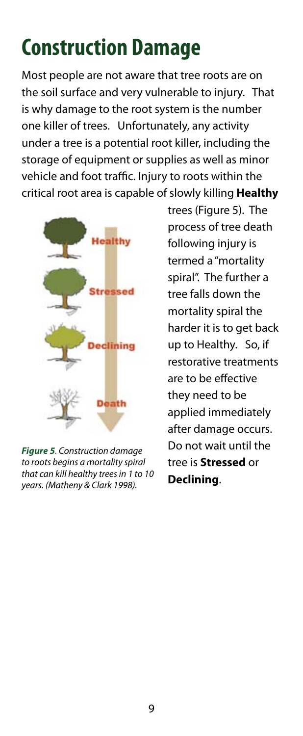# Construction Damage

Most people are not aware that tree roots are on the soil surface and very vulnerable to injury. That is why damage to the root system is the number one killer of trees. Unfortunately, any activity under a tree is a potential root killer, including the storage of equipment or supplies as well as minor vehicle and foot traffic. Injury to roots within the critical root area is capable of slowly killing **Healthy** trees (Figure 5). The process of tree death following injury is termed a "mortality spiral". The further a tree falls down the mortality spiral the harder it is to get back up to Healthy. So, if restorative treatments are to be effective they need to be applied immediately after damage occurs. Do not wait until the tree is **Stressed** or **Declining**.

***Figure 5***. *Construction damage to roots begins a mortality spiral that can kill healthy trees in 1 to 10 years. (Matheny & Clark 1998).*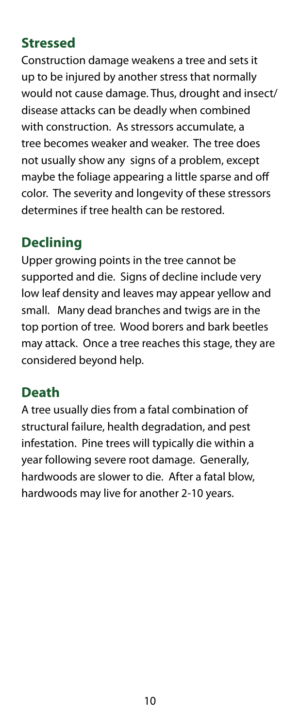## Stressed

Construction damage weakens a tree and sets it up to be injured by another stress that normally would not cause damage. Thus, drought and insect/disease attacks can be deadly when combined with construction. As stressors accumulate, a tree becomes weaker and weaker. The tree does not usually show any signs of a problem, except maybe the foliage appearing a little sparse and off color. The severity and longevity of these stressors determines if tree health can be restored.

## Declining

Upper growing points in the tree cannot be supported and die. Signs of decline include very low leaf density and leaves may appear yellow and small. Many dead branches and twigs are in the top portion of tree. Wood borers and bark beetles may attack. Once a tree reaches this stage, they are considered beyond help.

## Death

A tree usually dies from a fatal combination of structural failure, health degradation, and pest infestation. Pine trees will typically die within a year following severe root damage. Generally, hardwoods are slower to die. After a fatal blow, hardwoods may live for another 2-10 years.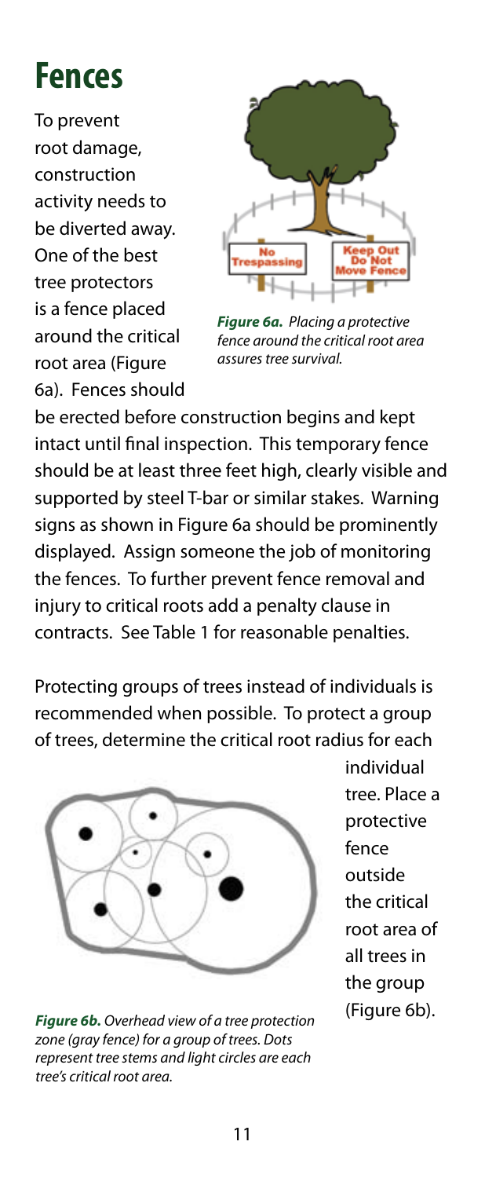# Fences

To prevent root damage, construction activity needs to be diverted away. One of the best tree protectors is a fence placed around the critical root area (Figure 6a). Fences should be erected before construction begins and kept intact until final inspection. This temporary fence should be at least three feet high, clearly visible and supported by steel T-bar or similar stakes. Warning signs as shown in Figure 6a should be prominently displayed. Assign someone the job of monitoring the fences. To further prevent fence removal and injury to critical roots add a penalty clause in contracts. See Table 1 for reasonable penalties.

No Trespassing

Keep Out Do Not Move Fence

***Figure 6a.*** *Placing a protective fence around the critical root area assures tree survival.*

Protecting groups of trees instead of individuals is recommended when possible. To protect a group of trees, determine the critical root radius for each individual tree. Place a protective fence outside the critical root area of all trees in the group (Figure 6b).

***Figure 6b.*** *Overhead view of a tree protection zone (gray fence) for a group of trees. Dots represent tree stems and light circles are each tree's critical root area.*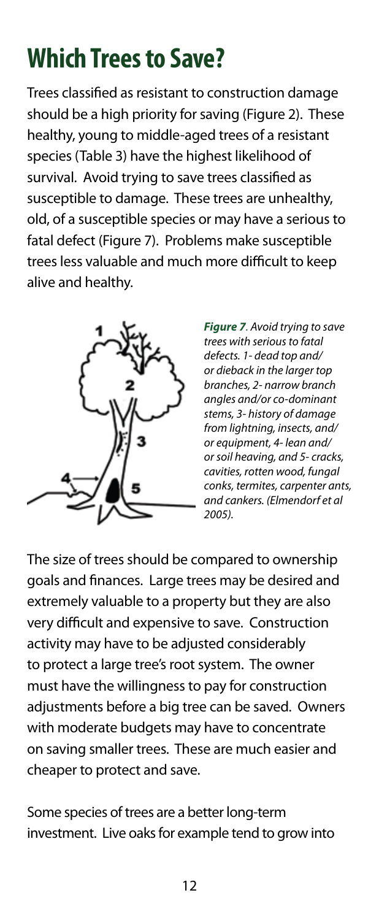# Which Trees to Save?

Trees classified as resistant to construction damage should be a high priority for saving (Figure 2). These healthy, young to middle-aged trees of a resistant species (Table 3) have the highest likelihood of survival. Avoid trying to save trees classified as susceptible to damage. These trees are unhealthy, old, of a susceptible species or may have a serious to fatal defect (Figure 7). Problems make susceptible trees less valuable and much more difficult to keep alive and healthy.

1
2
3
4
5

***Figure 7****. Avoid trying to save trees with serious to fatal defects. 1- dead top and/or dieback in the larger top branches, 2- narrow branch angles and/or co-dominant stems, 3- history of damage from lightning, insects, and/or equipment, 4- lean and/or soil heaving, and 5- cracks, cavities, rotten wood, fungal conks, termites, carpenter ants, and cankers. (Elmendorf et al 2005).*

The size of trees should be compared to ownership goals and finances. Large trees may be desired and extremely valuable to a property but they are also very difficult and expensive to save. Construction activity may have to be adjusted considerably to protect a large tree's root system. The owner must have the willingness to pay for construction adjustments before a big tree can be saved. Owners with moderate budgets may have to concentrate on saving smaller trees. These are much easier and cheaper to protect and save.

Some species of trees are a better long-term investment. Live oaks for example tend to grow into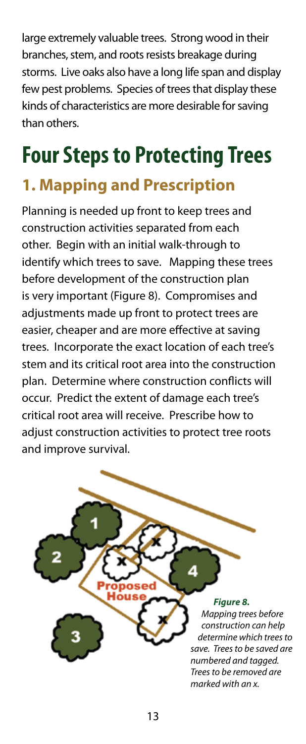large extremely valuable trees. Strong wood in their branches, stem, and roots resists breakage during storms. Live oaks also have a long life span and display few pest problems. Species of trees that display these kinds of characteristics are more desirable for saving than others.

# Four Steps to Protecting Trees

## 1. Mapping and Prescription

Planning is needed up front to keep trees and construction activities separated from each other. Begin with an initial walk-through to identify which trees to save. Mapping these trees before development of the construction plan is very important (Figure 8). Compromises and adjustments made up front to protect trees are easier, cheaper and are more effective at saving trees. Incorporate the exact location of each tree's stem and its critical root area into the construction plan. Determine where construction conflicts will occur. Predict the extent of damage each tree's critical root area will receive. Prescribe how to adjust construction activities to protect tree roots and improve survival.

1

2

3

4

x

x

x

x

Proposed House

***Figure 8.***
*Mapping trees before construction can help determine which trees to save. Trees to be saved are numbered and tagged. Trees to be removed are marked with an x.*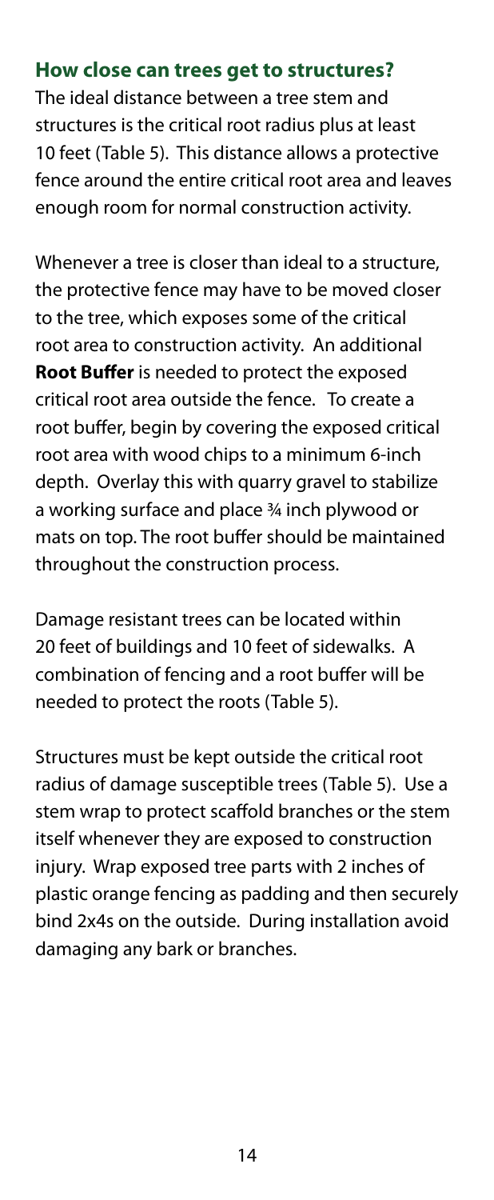## How close can trees get to structures?

The ideal distance between a tree stem and structures is the critical root radius plus at least 10 feet (Table 5). This distance allows a protective fence around the entire critical root area and leaves enough room for normal construction activity.

Whenever a tree is closer than ideal to a structure, the protective fence may have to be moved closer to the tree, which exposes some of the critical root area to construction activity. An additional **Root Buffer** is needed to protect the exposed critical root area outside the fence. To create a root buffer, begin by covering the exposed critical root area with wood chips to a minimum 6-inch depth. Overlay this with quarry gravel to stabilize a working surface and place ¾ inch plywood or mats on top. The root buffer should be maintained throughout the construction process.

Damage resistant trees can be located within 20 feet of buildings and 10 feet of sidewalks. A combination of fencing and a root buffer will be needed to protect the roots (Table 5).

Structures must be kept outside the critical root radius of damage susceptible trees (Table 5). Use a stem wrap to protect scaffold branches or the stem itself whenever they are exposed to construction injury. Wrap exposed tree parts with 2 inches of plastic orange fencing as padding and then securely bind 2x4s on the outside. During installation avoid damaging any bark or branches.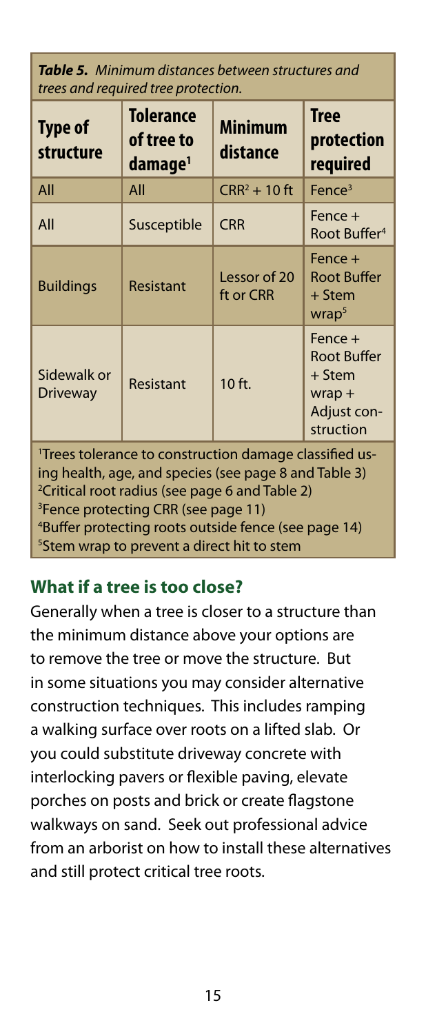***Table 5.** Minimum distances between structures and trees and required tree protection.*

| Type of structure | Tolerance of tree to damage[1] | Minimum distance | Tree protection required |
|---|---|---|---|
| All | All | CRR[2] + 10 ft | Fence[3] |
| All | Susceptible | CRR | Fence + Root Buffer[4] |
| Buildings | Resistant | Lessor of 20 ft or CRR | Fence + Root Buffer + Stem wrap[5] |
| Sidewalk or Driveway | Resistant | 10 ft. | Fence + Root Buffer + Stem wrap + Adjust construction |

[1]Trees tolerance to construction damage classified using health, age, and species (see page 8 and Table 3)
[2]Critical root radius (see page 6 and Table 2)
[3]Fence protecting CRR (see page 11)
[4]Buffer protecting roots outside fence (see page 14)
[5]Stem wrap to prevent a direct hit to stem

## What if a tree is too close?

Generally when a tree is closer to a structure than the minimum distance above your options are to remove the tree or move the structure. But in some situations you may consider alternative construction techniques. This includes ramping a walking surface over roots on a lifted slab. Or you could substitute driveway concrete with interlocking pavers or flexible paving, elevate porches on posts and brick or create flagstone walkways on sand. Seek out professional advice from an arborist on how to install these alternatives and still protect critical tree roots.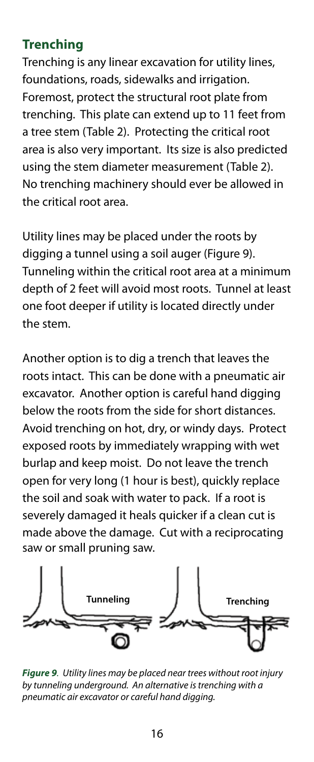## Trenching

Trenching is any linear excavation for utility lines, foundations, roads, sidewalks and irrigation. Foremost, protect the structural root plate from trenching. This plate can extend up to 11 feet from a tree stem (Table 2). Protecting the critical root area is also very important. Its size is also predicted using the stem diameter measurement (Table 2). No trenching machinery should ever be allowed in the critical root area.

Utility lines may be placed under the roots by digging a tunnel using a soil auger (Figure 9). Tunneling within the critical root area at a minimum depth of 2 feet will avoid most roots. Tunnel at least one foot deeper if utility is located directly under the stem.

Another option is to dig a trench that leaves the roots intact. This can be done with a pneumatic air excavator. Another option is careful hand digging below the roots from the side for short distances. Avoid trenching on hot, dry, or windy days. Protect exposed roots by immediately wrapping with wet burlap and keep moist. Do not leave the trench open for very long (1 hour is best), quickly replace the soil and soak with water to pack. If a root is severely damaged it heals quicker if a clean cut is made above the damage. Cut with a reciprocating saw or small pruning saw.

Tunneling    Trenching

***Figure 9***. *Utility lines may be placed near trees without root injury by tunneling underground. An alternative is trenching with a pneumatic air excavator or careful hand digging.*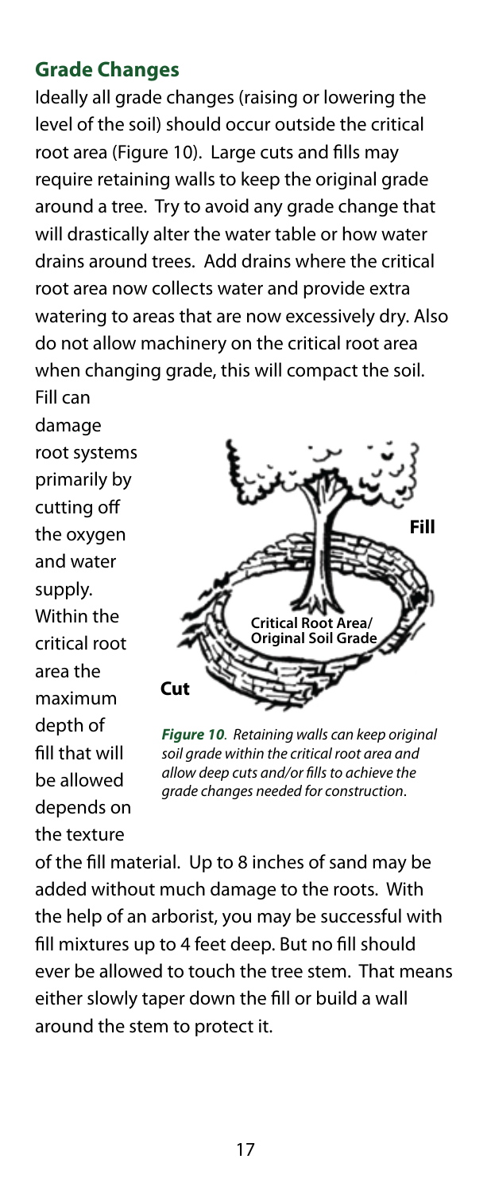## Grade Changes

Ideally all grade changes (raising or lowering the level of the soil) should occur outside the critical root area (Figure 10). Large cuts and fills may require retaining walls to keep the original grade around a tree. Try to avoid any grade change that will drastically alter the water table or how water drains around trees. Add drains where the critical root area now collects water and provide extra watering to areas that are now excessively dry. Also do not allow machinery on the critical root area when changing grade, this will compact the soil. Fill can damage root systems primarily by cutting off the oxygen and water supply. Within the critical root area the maximum depth of fill that will be allowed depends on the texture of the fill material. Up to 8 inches of sand may be added without much damage to the roots. With the help of an arborist, you may be successful with fill mixtures up to 4 feet deep. But no fill should ever be allowed to touch the tree stem. That means either slowly taper down the fill or build a wall around the stem to protect it.

Fill

Critical Root Area/
Original Soil Grade

Cut

***Figure 10**. Retaining walls can keep original soil grade within the critical root area and allow deep cuts and/or fills to achieve the grade changes needed for construction.*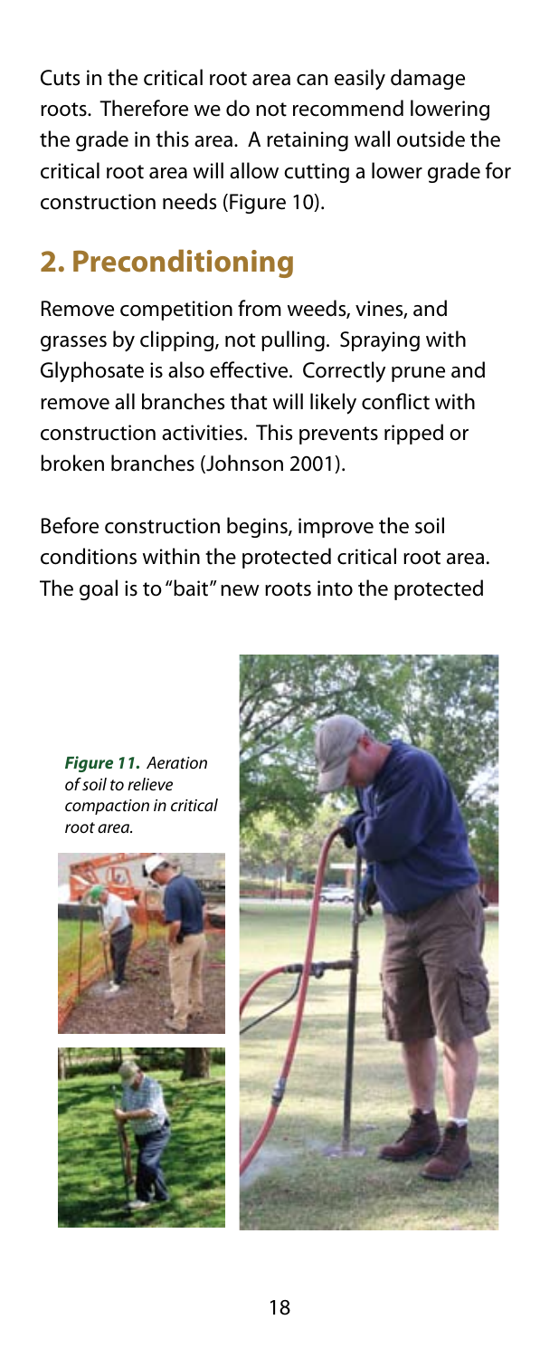Cuts in the critical root area can easily damage roots. Therefore we do not recommend lowering the grade in this area. A retaining wall outside the critical root area will allow cutting a lower grade for construction needs (Figure 10).

## 2. Preconditioning

Remove competition from weeds, vines, and grasses by clipping, not pulling. Spraying with Glyphosate is also effective. Correctly prune and remove all branches that will likely conflict with construction activities. This prevents ripped or broken branches (Johnson 2001).

Before construction begins, improve the soil conditions within the protected critical root area. The goal is to "bait" new roots into the protected

***Figure 11.*** *Aeration of soil to relieve compaction in critical root area.*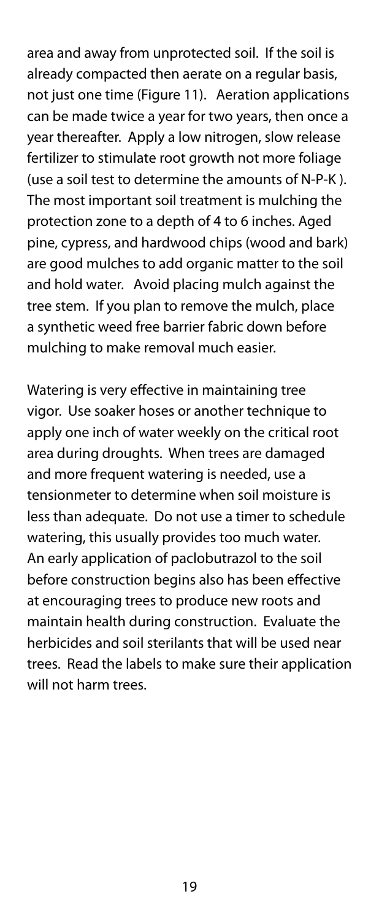area and away from unprotected soil. If the soil is already compacted then aerate on a regular basis, not just one time (Figure 11). Aeration applications can be made twice a year for two years, then once a year thereafter. Apply a low nitrogen, slow release fertilizer to stimulate root growth not more foliage (use a soil test to determine the amounts of N-P-K ). The most important soil treatment is mulching the protection zone to a depth of 4 to 6 inches. Aged pine, cypress, and hardwood chips (wood and bark) are good mulches to add organic matter to the soil and hold water. Avoid placing mulch against the tree stem. If you plan to remove the mulch, place a synthetic weed free barrier fabric down before mulching to make removal much easier.

Watering is very effective in maintaining tree vigor. Use soaker hoses or another technique to apply one inch of water weekly on the critical root area during droughts. When trees are damaged and more frequent watering is needed, use a tensionmeter to determine when soil moisture is less than adequate. Do not use a timer to schedule watering, this usually provides too much water. An early application of paclobutrazol to the soil before construction begins also has been effective at encouraging trees to produce new roots and maintain health during construction. Evaluate the herbicides and soil sterilants that will be used near trees. Read the labels to make sure their application will not harm trees.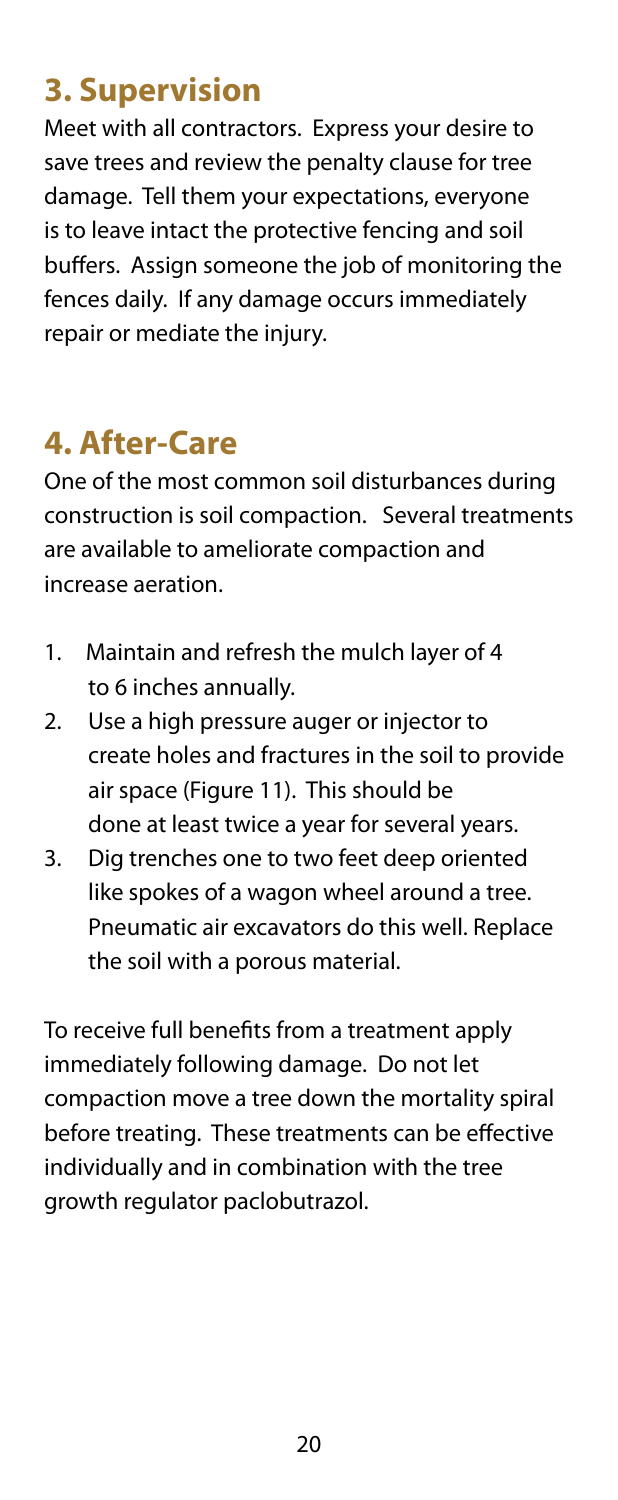## 3. Supervision

Meet with all contractors. Express your desire to save trees and review the penalty clause for tree damage. Tell them your expectations, everyone is to leave intact the protective fencing and soil buffers. Assign someone the job of monitoring the fences daily. If any damage occurs immediately repair or mediate the injury.

## 4. After-Care

One of the most common soil disturbances during construction is soil compaction. Several treatments are available to ameliorate compaction and increase aeration.

1. Maintain and refresh the mulch layer of 4 to 6 inches annually.
2. Use a high pressure auger or injector to create holes and fractures in the soil to provide air space (Figure 11). This should be done at least twice a year for several years.
3. Dig trenches one to two feet deep oriented like spokes of a wagon wheel around a tree. Pneumatic air excavators do this well. Replace the soil with a porous material.

To receive full benefits from a treatment apply immediately following damage. Do not let compaction move a tree down the mortality spiral before treating. These treatments can be effective individually and in combination with the tree growth regulator paclobutrazol.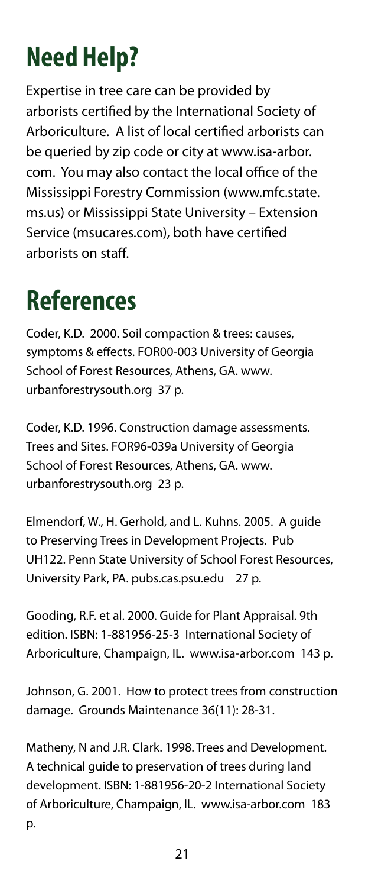# Need Help?

Expertise in tree care can be provided by arborists certified by the International Society of Arboriculture. A list of local certified arborists can be queried by zip code or city at www.isa-arbor.com. You may also contact the local office of the Mississippi Forestry Commission (www.mfc.state.ms.us) or Mississippi State University – Extension Service (msucares.com), both have certified arborists on staff.

# References

Coder, K.D. 2000. Soil compaction & trees: causes, symptoms & effects. FOR00-003 University of Georgia School of Forest Resources, Athens, GA. www.urbanforestrysouth.org 37 p.

Coder, K.D. 1996. Construction damage assessments. Trees and Sites. FOR96-039a University of Georgia School of Forest Resources, Athens, GA. www.urbanforestrysouth.org 23 p.

Elmendorf, W., H. Gerhold, and L. Kuhns. 2005. A guide to Preserving Trees in Development Projects. Pub UH122. Penn State University of School Forest Resources, University Park, PA. pubs.cas.psu.edu 27 p.

Gooding, R.F. et al. 2000. Guide for Plant Appraisal. 9th edition. ISBN: 1-881956-25-3 International Society of Arboriculture, Champaign, IL. www.isa-arbor.com 143 p.

Johnson, G. 2001. How to protect trees from construction damage. Grounds Maintenance 36(11): 28-31.

Matheny, N and J.R. Clark. 1998. Trees and Development. A technical guide to preservation of trees during land development. ISBN: 1-881956-20-2 International Society of Arboriculture, Champaign, IL. www.isa-arbor.com 183 p.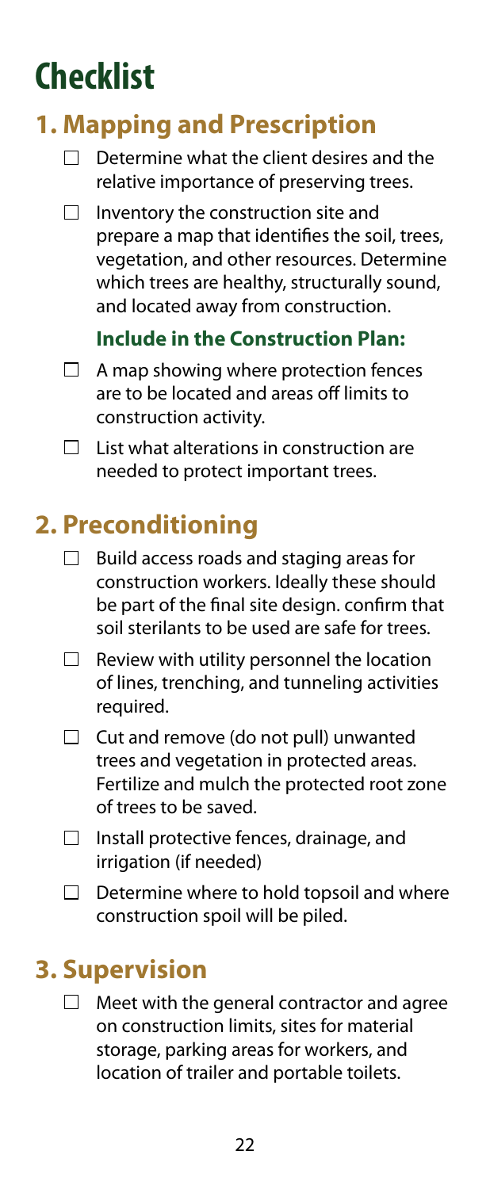# Checklist

## 1. Mapping and Prescription

- ☐ Determine what the client desires and the relative importance of preserving trees.
- ☐ Inventory the construction site and prepare a map that identifies the soil, trees, vegetation, and other resources. Determine which trees are healthy, structurally sound, and located away from construction.

### Include in the Construction Plan:

- ☐ A map showing where protection fences are to be located and areas off limits to construction activity.
- ☐ List what alterations in construction are needed to protect important trees.

## 2. Preconditioning

- ☐ Build access roads and staging areas for construction workers. Ideally these should be part of the final site design. confirm that soil sterilants to be used are safe for trees.
- ☐ Review with utility personnel the location of lines, trenching, and tunneling activities required.
- ☐ Cut and remove (do not pull) unwanted trees and vegetation in protected areas. Fertilize and mulch the protected root zone of trees to be saved.
- ☐ Install protective fences, drainage, and irrigation (if needed)
- ☐ Determine where to hold topsoil and where construction spoil will be piled.

## 3. Supervision

- ☐ Meet with the general contractor and agree on construction limits, sites for material storage, parking areas for workers, and location of trailer and portable toilets.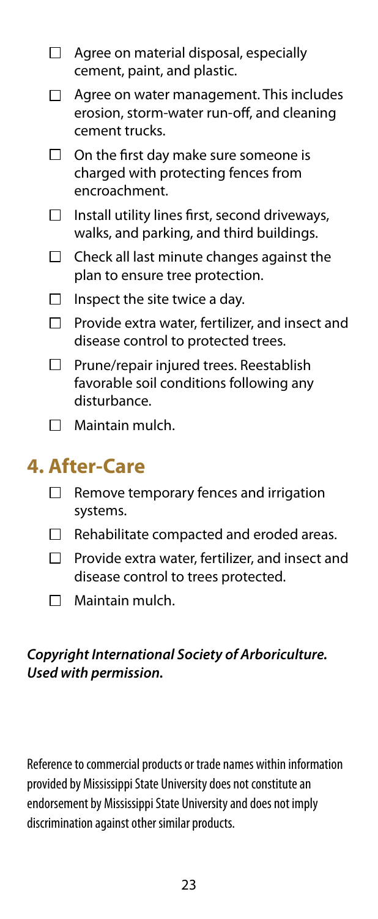- [ ] Agree on material disposal, especially cement, paint, and plastic.
- [ ] Agree on water management. This includes erosion, storm-water run-off, and cleaning cement trucks.
- [ ] On the first day make sure someone is charged with protecting fences from encroachment.
- [ ] Install utility lines first, second driveways, walks, and parking, and third buildings.
- [ ] Check all last minute changes against the plan to ensure tree protection.
- [ ] Inspect the site twice a day.
- [ ] Provide extra water, fertilizer, and insect and disease control to protected trees.
- [ ] Prune/repair injured trees. Reestablish favorable soil conditions following any disturbance.
- [ ] Maintain mulch.

## 4. After-Care

- [ ] Remove temporary fences and irrigation systems.
- [ ] Rehabilitate compacted and eroded areas.
- [ ] Provide extra water, fertilizer, and insect and disease control to trees protected.
- [ ] Maintain mulch.

***Copyright International Society of Arboriculture. Used with permission.***

Reference to commercial products or trade names within information provided by Mississippi State University does not constitute an endorsement by Mississippi State University and does not imply discrimination against other similar products.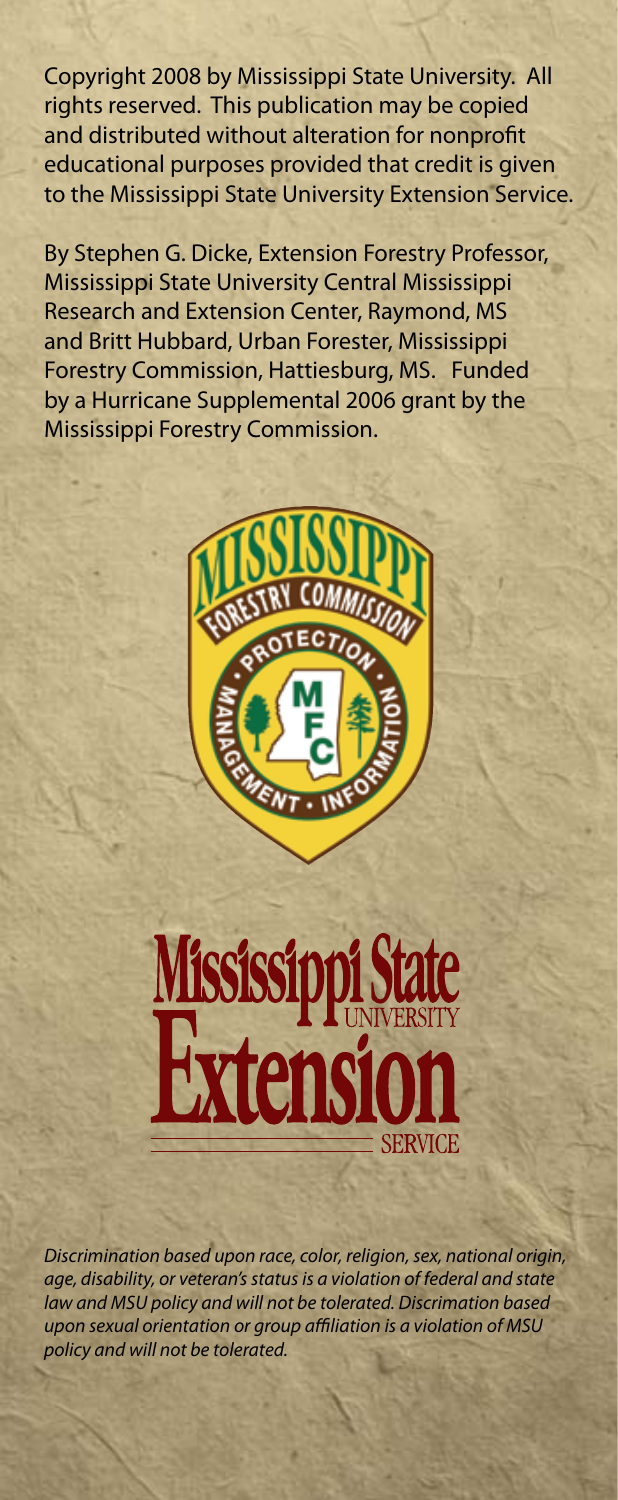Copyright 2008 by Mississippi State University. All rights reserved. This publication may be copied and distributed without alteration for nonprofit educational purposes provided that credit is given to the Mississippi State University Extension Service.

By Stephen G. Dicke, Extension Forestry Professor, Mississippi State University Central Mississippi Research and Extension Center, Raymond, MS and Britt Hubbard, Urban Forester, Mississippi Forestry Commission, Hattiesburg, MS. Funded by a Hurricane Supplemental 2006 grant by the Mississippi Forestry Commission.

*Discrimination based upon race, color, religion, sex, national origin, age, disability, or veteran's status is a violation of federal and state law and MSU policy and will not be tolerated. Discrimation based upon sexual orientation or group affiliation is a violation of MSU policy and will not be tolerated.*